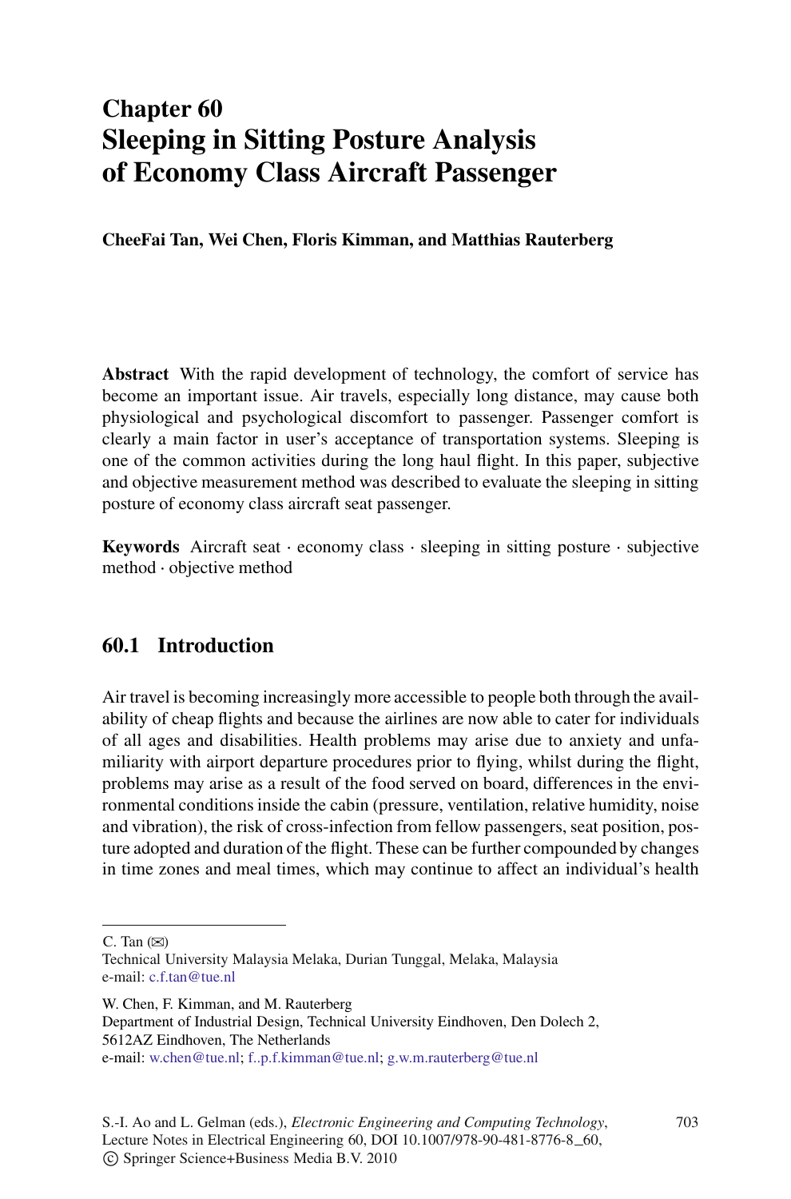# Chapter 60
# Sleeping in Sitting Posture Analysis of Economy Class Aircraft Passenger

**CheeFai Tan, Wei Chen, Floris Kimman, and Matthias Rauterberg**

**Abstract** With the rapid development of technology, the comfort of service has become an important issue. Air travels, especially long distance, may cause both physiological and psychological discomfort to passenger. Passenger comfort is clearly a main factor in user's acceptance of transportation systems. Sleeping is one of the common activities during the long haul flight. In this paper, subjective and objective measurement method was described to evaluate the sleeping in sitting posture of economy class aircraft seat passenger.

**Keywords** Aircraft seat · economy class · sleeping in sitting posture · subjective method · objective method

## 60.1 Introduction

Air travel is becoming increasingly more accessible to people both through the availability of cheap flights and because the airlines are now able to cater for individuals of all ages and disabilities. Health problems may arise due to anxiety and unfamiliarity with airport departure procedures prior to flying, whilst during the flight, problems may arise as a result of the food served on board, differences in the environmental conditions inside the cabin (pressure, ventilation, relative humidity, noise and vibration), the risk of cross-infection from fellow passengers, seat position, posture adopted and duration of the flight. These can be further compounded by changes in time zones and meal times, which may continue to affect an individual's health

---

C. Tan (✉)
Technical University Malaysia Melaka, Durian Tunggal, Melaka, Malaysia
e-mail: c.f.tan@tue.nl

W. Chen, F. Kimman, and M. Rauterberg
Department of Industrial Design, Technical University Eindhoven, Den Dolech 2, 5612AZ Eindhoven, The Netherlands
e-mail: w.chen@tue.nl; f..p.f.kimman@tue.nl; g.w.m.rauterberg@tue.nl

S.-I. Ao and L. Gelman (eds.), *Electronic Engineering and Computing Technology*, Lecture Notes in Electrical Engineering 60, DOI 10.1007/978-90-481-8776-8_60, © Springer Science+Business Media B.V. 2010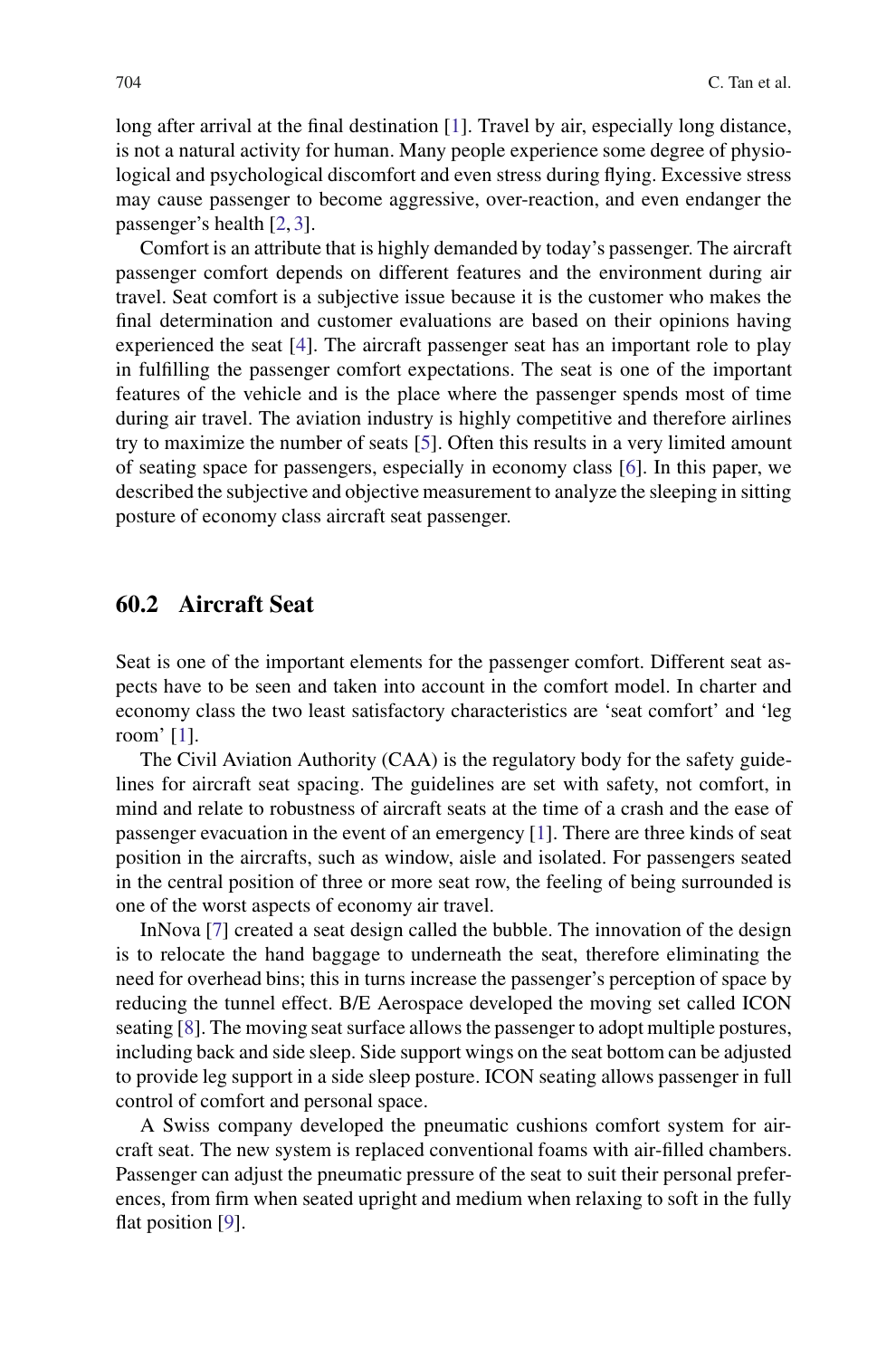long after arrival at the final destination [1]. Travel by air, especially long distance, is not a natural activity for human. Many people experience some degree of physiological and psychological discomfort and even stress during flying. Excessive stress may cause passenger to become aggressive, over-reaction, and even endanger the passenger's health [2, 3].

Comfort is an attribute that is highly demanded by today's passenger. The aircraft passenger comfort depends on different features and the environment during air travel. Seat comfort is a subjective issue because it is the customer who makes the final determination and customer evaluations are based on their opinions having experienced the seat [4]. The aircraft passenger seat has an important role to play in fulfilling the passenger comfort expectations. The seat is one of the important features of the vehicle and is the place where the passenger spends most of time during air travel. The aviation industry is highly competitive and therefore airlines try to maximize the number of seats [5]. Often this results in a very limited amount of seating space for passengers, especially in economy class [6]. In this paper, we described the subjective and objective measurement to analyze the sleeping in sitting posture of economy class aircraft seat passenger.

## 60.2 Aircraft Seat

Seat is one of the important elements for the passenger comfort. Different seat aspects have to be seen and taken into account in the comfort model. In charter and economy class the two least satisfactory characteristics are 'seat comfort' and 'leg room' [1].

The Civil Aviation Authority (CAA) is the regulatory body for the safety guidelines for aircraft seat spacing. The guidelines are set with safety, not comfort, in mind and relate to robustness of aircraft seats at the time of a crash and the ease of passenger evacuation in the event of an emergency [1]. There are three kinds of seat position in the aircrafts, such as window, aisle and isolated. For passengers seated in the central position of three or more seat row, the feeling of being surrounded is one of the worst aspects of economy air travel.

InNova [7] created a seat design called the bubble. The innovation of the design is to relocate the hand baggage to underneath the seat, therefore eliminating the need for overhead bins; this in turns increase the passenger's perception of space by reducing the tunnel effect. B/E Aerospace developed the moving set called ICON seating [8]. The moving seat surface allows the passenger to adopt multiple postures, including back and side sleep. Side support wings on the seat bottom can be adjusted to provide leg support in a side sleep posture. ICON seating allows passenger in full control of comfort and personal space.

A Swiss company developed the pneumatic cushions comfort system for aircraft seat. The new system is replaced conventional foams with air-filled chambers. Passenger can adjust the pneumatic pressure of the seat to suit their personal preferences, from firm when seated upright and medium when relaxing to soft in the fully flat position [9].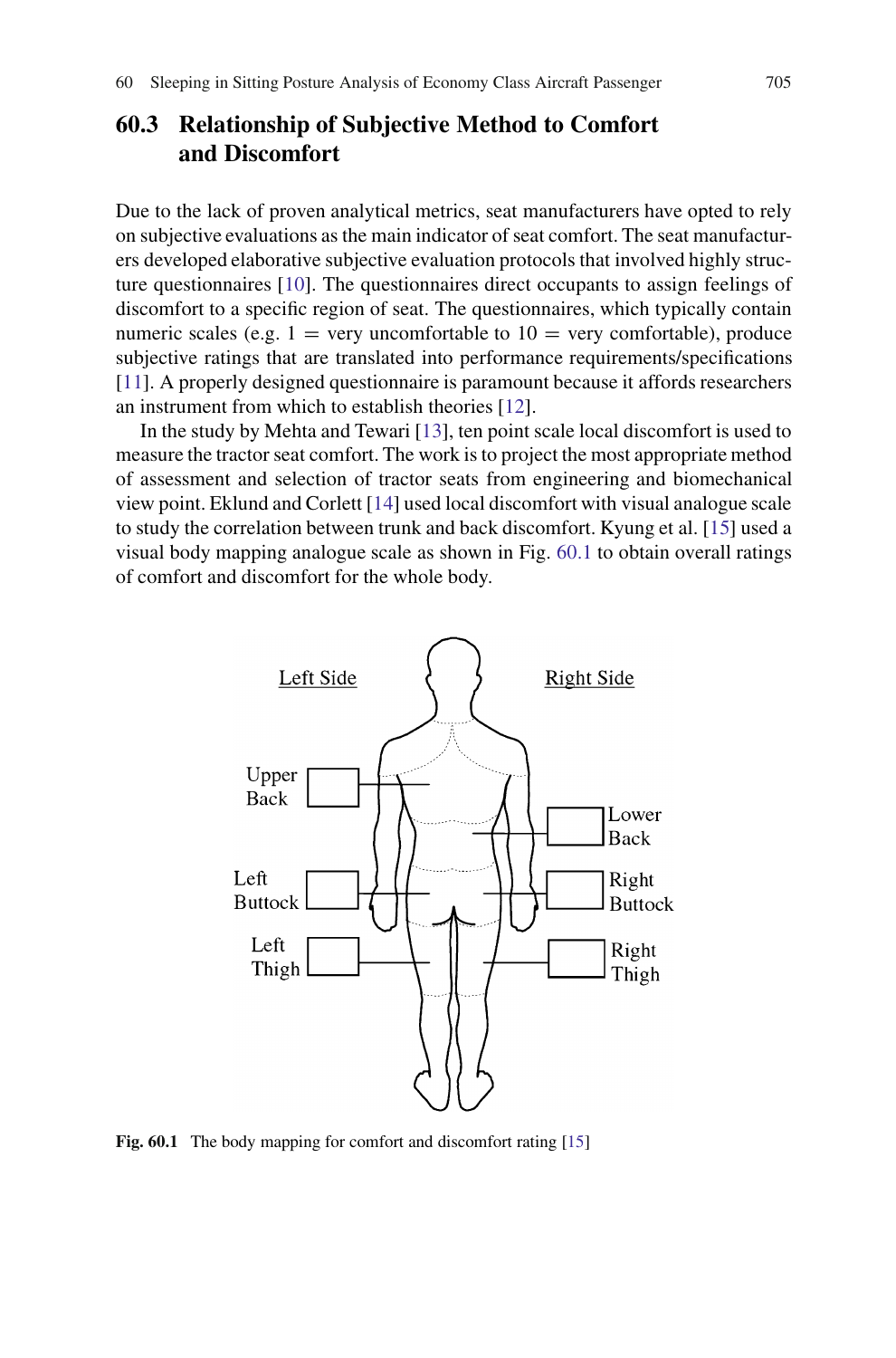## 60.3 Relationship of Subjective Method to Comfort and Discomfort

Due to the lack of proven analytical metrics, seat manufacturers have opted to rely on subjective evaluations as the main indicator of seat comfort. The seat manufacturers developed elaborative subjective evaluation protocols that involved highly structure questionnaires [10]. The questionnaires direct occupants to assign feelings of discomfort to a specific region of seat. The questionnaires, which typically contain numeric scales (e.g. 1 = very uncomfortable to 10 = very comfortable), produce subjective ratings that are translated into performance requirements/specifications [11]. A properly designed questionnaire is paramount because it affords researchers an instrument from which to establish theories [12].

In the study by Mehta and Tewari [13], ten point scale local discomfort is used to measure the tractor seat comfort. The work is to project the most appropriate method of assessment and selection of tractor seats from engineering and biomechanical view point. Eklund and Corlett [14] used local discomfort with visual analogue scale to study the correlation between trunk and back discomfort. Kyung et al. [15] used a visual body mapping analogue scale as shown in Fig. 60.1 to obtain overall ratings of comfort and discomfort for the whole body.

Left Side | Right Side | Upper Back | Lower Back | Left Buttock | Right Buttock | Left Thigh | Right Thigh

**Fig. 60.1** The body mapping for comfort and discomfort rating [15]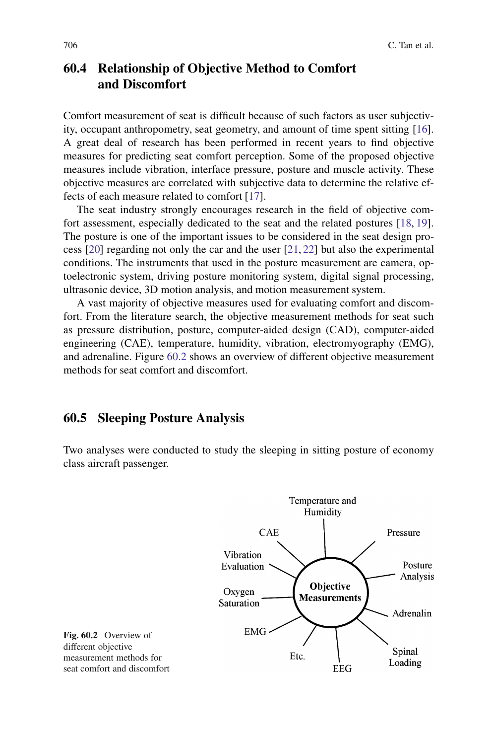## 60.4 Relationship of Objective Method to Comfort and Discomfort

Comfort measurement of seat is difficult because of such factors as user subjectivity, occupant anthropometry, seat geometry, and amount of time spent sitting [16]. A great deal of research has been performed in recent years to find objective measures for predicting seat comfort perception. Some of the proposed objective measures include vibration, interface pressure, posture and muscle activity. These objective measures are correlated with subjective data to determine the relative effects of each measure related to comfort [17].

The seat industry strongly encourages research in the field of objective comfort assessment, especially dedicated to the seat and the related postures [18, 19]. The posture is one of the important issues to be considered in the seat design process [20] regarding not only the car and the user [21, 22] but also the experimental conditions. The instruments that used in the posture measurement are camera, optoelectronic system, driving posture monitoring system, digital signal processing, ultrasonic device, 3D motion analysis, and motion measurement system.

A vast majority of objective measures used for evaluating comfort and discomfort. From the literature search, the objective measurement methods for seat such as pressure distribution, posture, computer-aided design (CAD), computer-aided engineering (CAE), temperature, humidity, vibration, electromyography (EMG), and adrenaline. Figure 60.2 shows an overview of different objective measurement methods for seat comfort and discomfort.

## 60.5 Sleeping Posture Analysis

Two analyses were conducted to study the sleeping in sitting posture of economy class aircraft passenger.

Objective Measurements: Temperature and Humidity; Pressure; Posture Analysis; Adrenalin; Spinal Loading; EEG; Etc.; EMG; Oxygen Saturation; Vibration Evaluation; CAE

**Fig. 60.2** Overview of different objective measurement methods for seat comfort and discomfort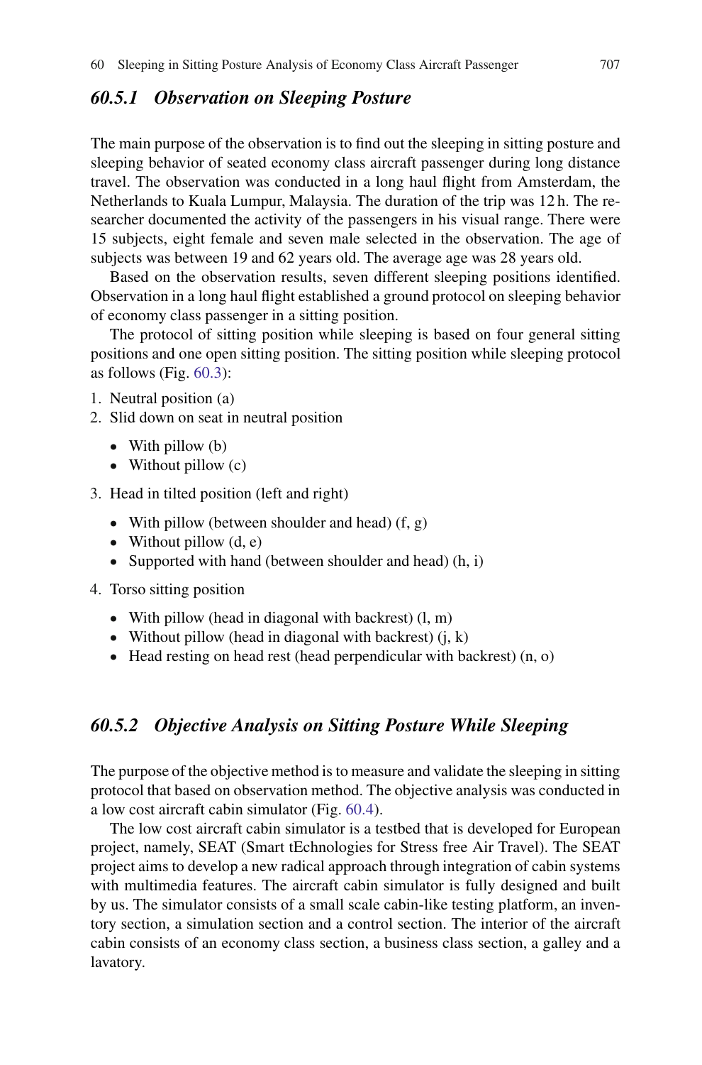### *60.5.1 Observation on Sleeping Posture*

The main purpose of the observation is to find out the sleeping in sitting posture and sleeping behavior of seated economy class aircraft passenger during long distance travel. The observation was conducted in a long haul flight from Amsterdam, the Netherlands to Kuala Lumpur, Malaysia. The duration of the trip was 12 h. The researcher documented the activity of the passengers in his visual range. There were 15 subjects, eight female and seven male selected in the observation. The age of subjects was between 19 and 62 years old. The average age was 28 years old.

Based on the observation results, seven different sleeping positions identified. Observation in a long haul flight established a ground protocol on sleeping behavior of economy class passenger in a sitting position.

The protocol of sitting position while sleeping is based on four general sitting positions and one open sitting position. The sitting position while sleeping protocol as follows (Fig. 60.3):

1. Neutral position (a)
2. Slid down on seat in neutral position
   - With pillow (b)
   - Without pillow (c)
3. Head in tilted position (left and right)
   - With pillow (between shoulder and head) (f, g)
   - Without pillow (d, e)
   - Supported with hand (between shoulder and head) (h, i)
4. Torso sitting position
   - With pillow (head in diagonal with backrest) (l, m)
   - Without pillow (head in diagonal with backrest) (j, k)
   - Head resting on head rest (head perpendicular with backrest) (n, o)

### *60.5.2 Objective Analysis on Sitting Posture While Sleeping*

The purpose of the objective method is to measure and validate the sleeping in sitting protocol that based on observation method. The objective analysis was conducted in a low cost aircraft cabin simulator (Fig. 60.4).

The low cost aircraft cabin simulator is a testbed that is developed for European project, namely, SEAT (Smart tEchnologies for Stress free Air Travel). The SEAT project aims to develop a new radical approach through integration of cabin systems with multimedia features. The aircraft cabin simulator is fully designed and built by us. The simulator consists of a small scale cabin-like testing platform, an inventory section, a simulation section and a control section. The interior of the aircraft cabin consists of an economy class section, a business class section, a galley and a lavatory.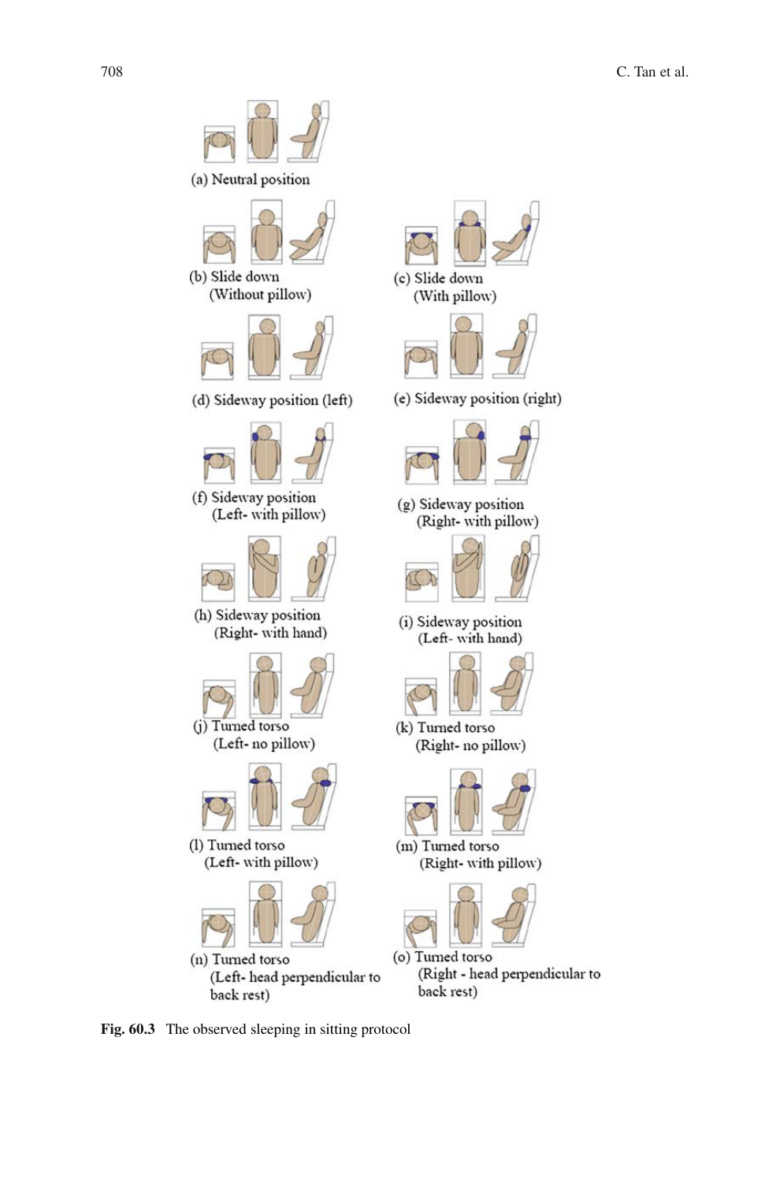(a) Neutral position

(b) Slide down (Without pillow)

(c) Slide down (With pillow)

(d) Sideway position (left)

(e) Sideway position (right)

(f) Sideway position (Left- with pillow)

(g) Sideway position (Right- with pillow)

(h) Sideway position (Right- with hand)

(i) Sideway position (Left- with hand)

(j) Turned torso (Left- no pillow)

(k) Turned torso (Right- no pillow)

(l) Turned torso (Left- with pillow)

(m) Turned torso (Right- with pillow)

(n) Turned torso (Left- head perpendicular to back rest)

(o) Turned torso (Right - head perpendicular to back rest)

**Fig. 60.3** The observed sleeping in sitting protocol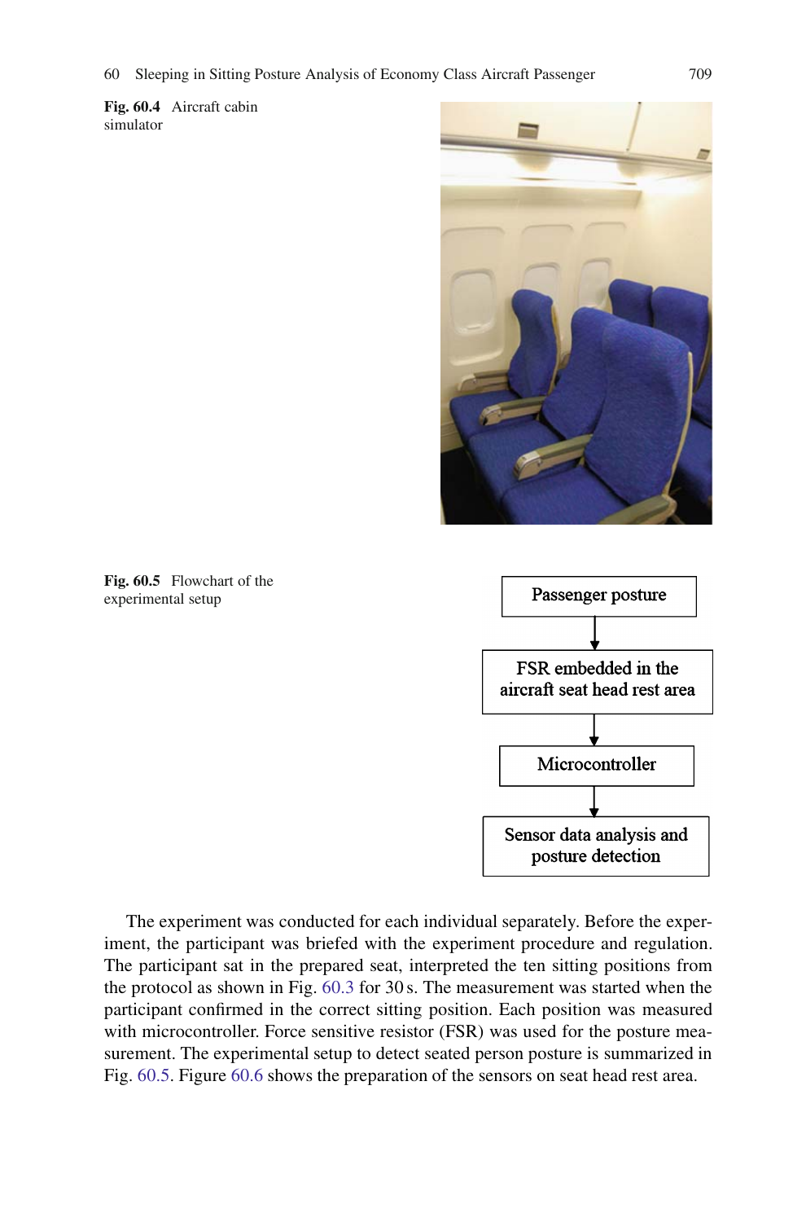**Fig. 60.4** Aircraft cabin simulator

**Fig. 60.5** Flowchart of the experimental setup

Passenger posture

FSR embedded in the aircraft seat head rest area

Microcontroller

Sensor data analysis and posture detection

The experiment was conducted for each individual separately. Before the experiment, the participant was briefed with the experiment procedure and regulation. The participant sat in the prepared seat, interpreted the ten sitting positions from the protocol as shown in Fig. 60.3 for 30 s. The measurement was started when the participant confirmed in the correct sitting position. Each position was measured with microcontroller. Force sensitive resistor (FSR) was used for the posture measurement. The experimental setup to detect seated person posture is summarized in Fig. 60.5. Figure 60.6 shows the preparation of the sensors on seat head rest area.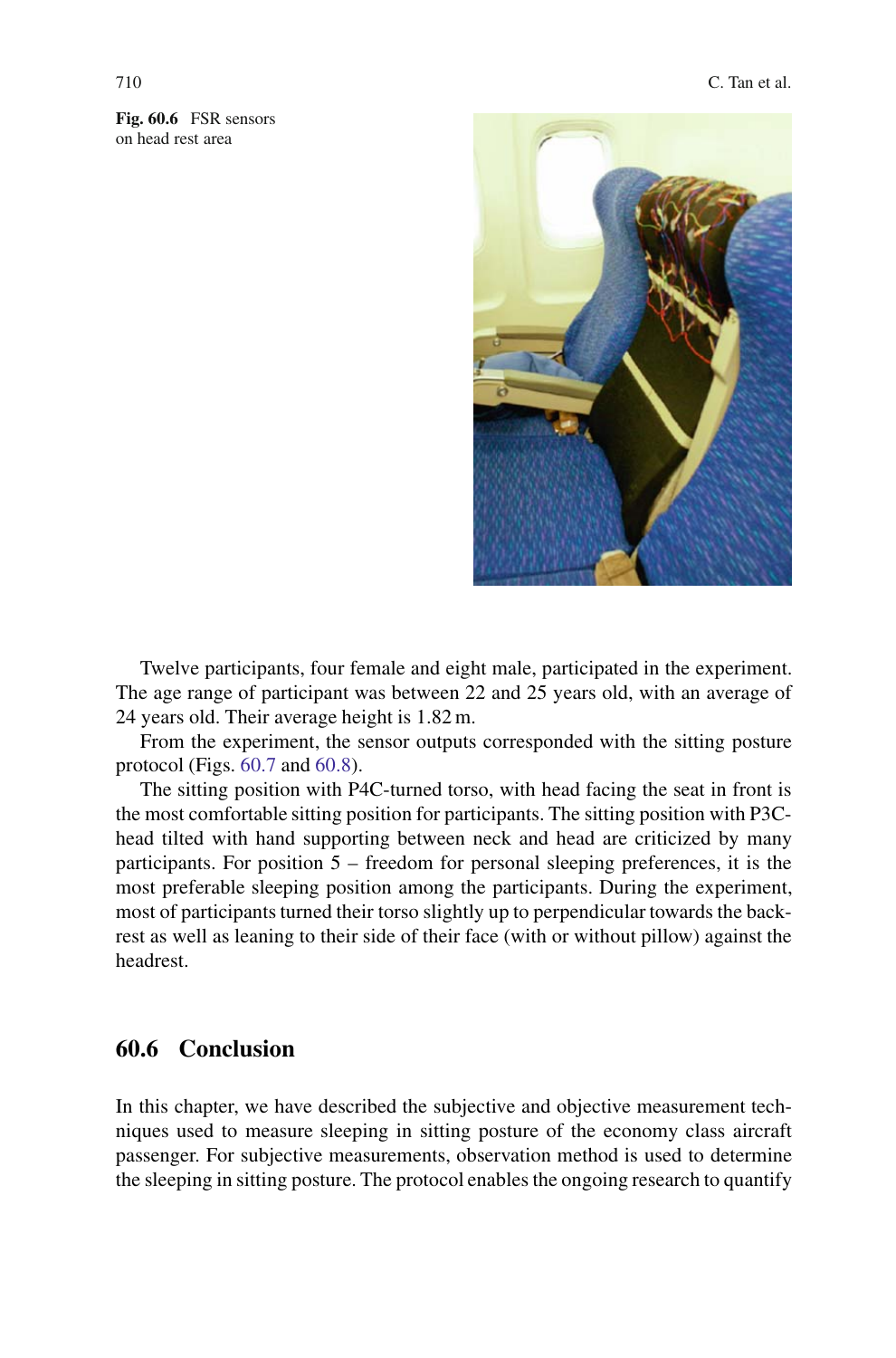Fig. 60.6 FSR sensors on head rest area

Twelve participants, four female and eight male, participated in the experiment. The age range of participant was between 22 and 25 years old, with an average of 24 years old. Their average height is 1.82 m.

From the experiment, the sensor outputs corresponded with the sitting posture protocol (Figs. 60.7 and 60.8).

The sitting position with P4C-turned torso, with head facing the seat in front is the most comfortable sitting position for participants. The sitting position with P3C-head tilted with hand supporting between neck and head are criticized by many participants. For position 5 – freedom for personal sleeping preferences, it is the most preferable sleeping position among the participants. During the experiment, most of participants turned their torso slightly up to perpendicular towards the backrest as well as leaning to their side of their face (with or without pillow) against the headrest.

## 60.6 Conclusion

In this chapter, we have described the subjective and objective measurement techniques used to measure sleeping in sitting posture of the economy class aircraft passenger. For subjective measurements, observation method is used to determine the sleeping in sitting posture. The protocol enables the ongoing research to quantify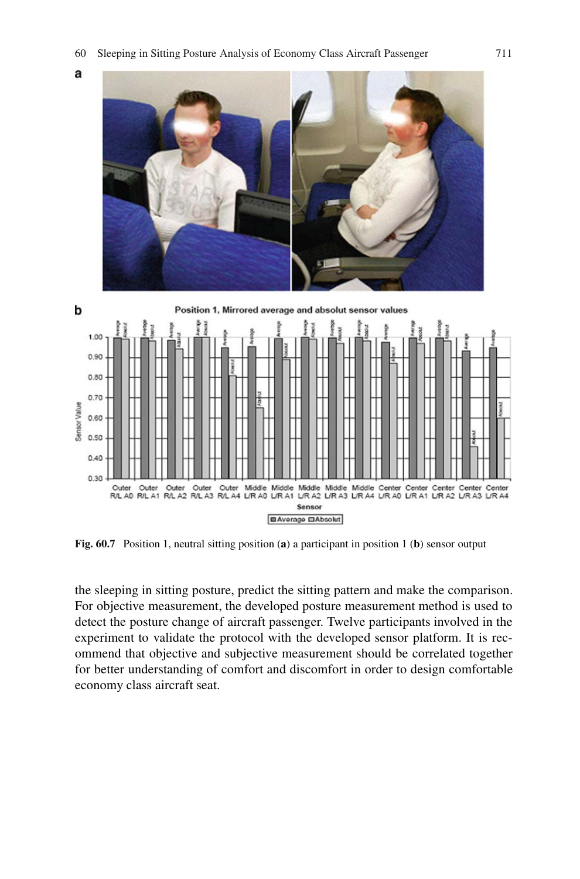Fig. 60.7 Position 1, neutral sitting position (**a**) a participant in position 1 (**b**) sensor output

the sleeping in sitting posture, predict the sitting pattern and make the comparison. For objective measurement, the developed posture measurement method is used to detect the posture change of aircraft passenger. Twelve participants involved in the experiment to validate the protocol with the developed sensor platform. It is recommend that objective and subjective measurement should be correlated together for better understanding of comfort and discomfort in order to design comfortable economy class aircraft seat.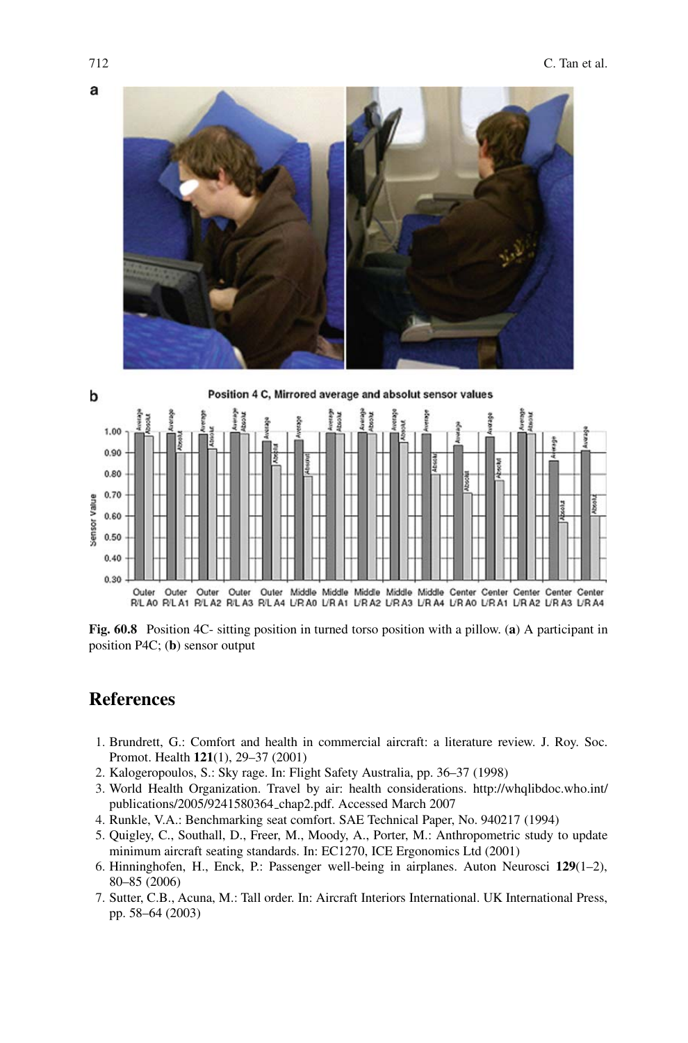**Fig. 60.8** Position 4C- sitting position in turned torso position with a pillow. (**a**) A participant in position P4C; (**b**) sensor output

## References

1. Brundrett, G.: Comfort and health in commercial aircraft: a literature review. J. Roy. Soc. Promot. Health **121**(1), 29–37 (2001)
2. Kalogeropoulos, S.: Sky rage. In: Flight Safety Australia, pp. 36–37 (1998)
3. World Health Organization. Travel by air: health considerations. http://whqlibdoc.who.int/publications/2005/9241580364_chap2.pdf. Accessed March 2007
4. Runkle, V.A.: Benchmarking seat comfort. SAE Technical Paper, No. 940217 (1994)
5. Quigley, C., Southall, D., Freer, M., Moody, A., Porter, M.: Anthropometric study to update minimum aircraft seating standards. In: EC1270, ICE Ergonomics Ltd (2001)
6. Hinninghofen, H., Enck, P.: Passenger well-being in airplanes. Auton Neurosci **129**(1–2), 80–85 (2006)
7. Sutter, C.B., Acuna, M.: Tall order. In: Aircraft Interiors International. UK International Press, pp. 58–64 (2003)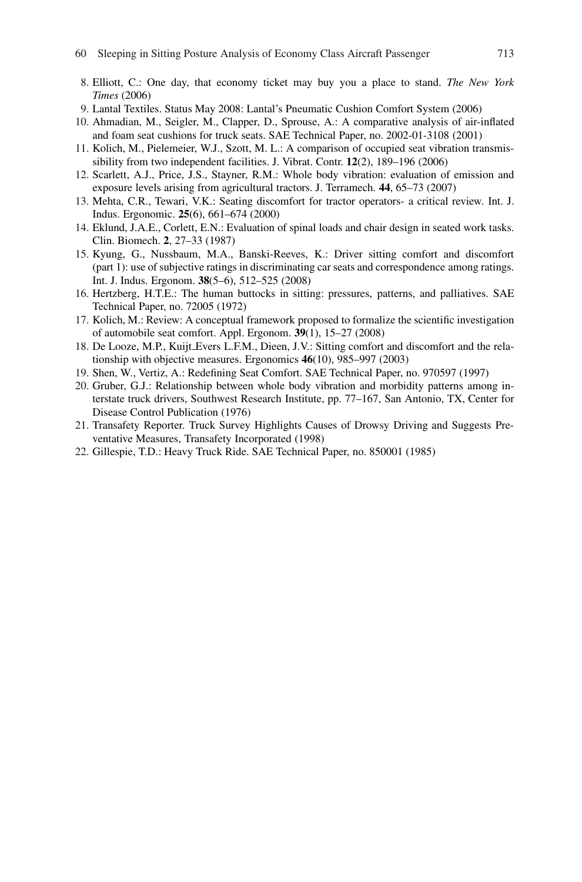8. Elliott, C.: One day, that economy ticket may buy you a place to stand. *The New York Times* (2006)
9. Lantal Textiles. Status May 2008: Lantal's Pneumatic Cushion Comfort System (2006)
10. Ahmadian, M., Seigler, M., Clapper, D., Sprouse, A.: A comparative analysis of air-inflated and foam seat cushions for truck seats. SAE Technical Paper, no. 2002-01-3108 (2001)
11. Kolich, M., Pielemeier, W.J., Szott, M. L.: A comparison of occupied seat vibration transmissibility from two independent facilities. J. Vibrat. Contr. **12**(2), 189–196 (2006)
12. Scarlett, A.J., Price, J.S., Stayner, R.M.: Whole body vibration: evaluation of emission and exposure levels arising from agricultural tractors. J. Terramech. **44**, 65–73 (2007)
13. Mehta, C.R., Tewari, V.K.: Seating discomfort for tractor operators- a critical review. Int. J. Indus. Ergonomic. **25**(6), 661–674 (2000)
14. Eklund, J.A.E., Corlett, E.N.: Evaluation of spinal loads and chair design in seated work tasks. Clin. Biomech. **2**, 27–33 (1987)
15. Kyung, G., Nussbaum, M.A., Banski-Reeves, K.: Driver sitting comfort and discomfort (part 1): use of subjective ratings in discriminating car seats and correspondence among ratings. Int. J. Indus. Ergonom. **38**(5–6), 512–525 (2008)
16. Hertzberg, H.T.E.: The human buttocks in sitting: pressures, patterns, and palliatives. SAE Technical Paper, no. 72005 (1972)
17. Kolich, M.: Review: A conceptual framework proposed to formalize the scientific investigation of automobile seat comfort. Appl. Ergonom. **39**(1), 15–27 (2008)
18. De Looze, M.P., Kuijt_Evers L.F.M., Dieen, J.V.: Sitting comfort and discomfort and the relationship with objective measures. Ergonomics **46**(10), 985–997 (2003)
19. Shen, W., Vertiz, A.: Redefining Seat Comfort. SAE Technical Paper, no. 970597 (1997)
20. Gruber, G.J.: Relationship between whole body vibration and morbidity patterns among interstate truck drivers, Southwest Research Institute, pp. 77–167, San Antonio, TX, Center for Disease Control Publication (1976)
21. Transafety Reporter. Truck Survey Highlights Causes of Drowsy Driving and Suggests Preventative Measures, Transafety Incorporated (1998)
22. Gillespie, T.D.: Heavy Truck Ride. SAE Technical Paper, no. 850001 (1985)